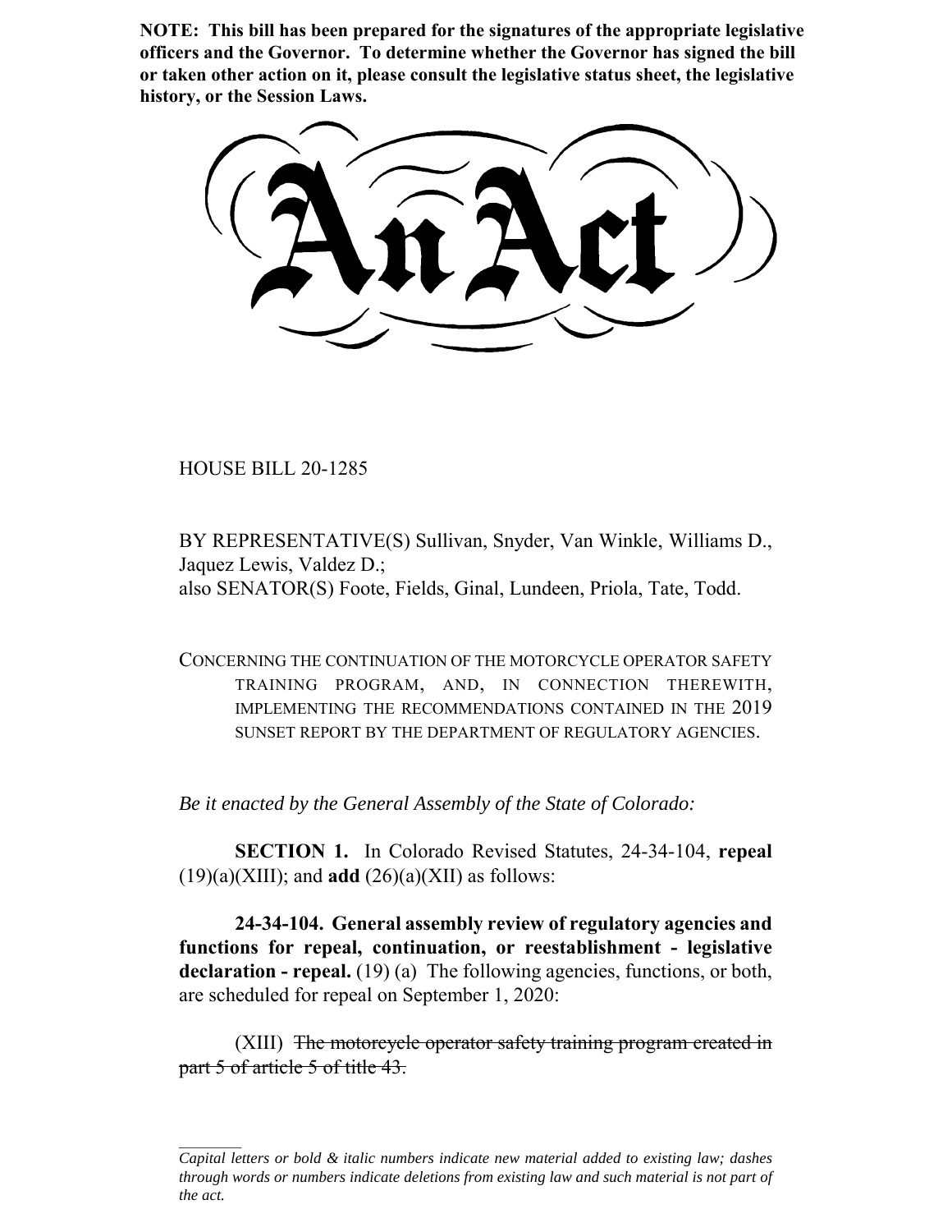**NOTE: This bill has been prepared for the signatures of the appropriate legislative officers and the Governor. To determine whether the Governor has signed the bill or taken other action on it, please consult the legislative status sheet, the legislative history, or the Session Laws.**

# An Act

HOUSE BILL 20-1285

BY REPRESENTATIVE(S) Sullivan, Snyder, Van Winkle, Williams D., Jaquez Lewis, Valdez D.;
also SENATOR(S) Foote, Fields, Ginal, Lundeen, Priola, Tate, Todd.

CONCERNING THE CONTINUATION OF THE MOTORCYCLE OPERATOR SAFETY TRAINING PROGRAM, AND, IN CONNECTION THEREWITH, IMPLEMENTING THE RECOMMENDATIONS CONTAINED IN THE 2019 SUNSET REPORT BY THE DEPARTMENT OF REGULATORY AGENCIES.

*Be it enacted by the General Assembly of the State of Colorado:*

**SECTION 1.** In Colorado Revised Statutes, 24-34-104, **repeal** (19)(a)(XIII); and **add** (26)(a)(XII) as follows:

**24-34-104. General assembly review of regulatory agencies and functions for repeal, continuation, or reestablishment - legislative declaration - repeal.** (19) (a) The following agencies, functions, or both, are scheduled for repeal on September 1, 2020:

(XIII) ~~The motorcycle operator safety training program created in part 5 of article 5 of title 43.~~

*Capital letters or bold & italic numbers indicate new material added to existing law; dashes through words or numbers indicate deletions from existing law and such material is not part of the act.*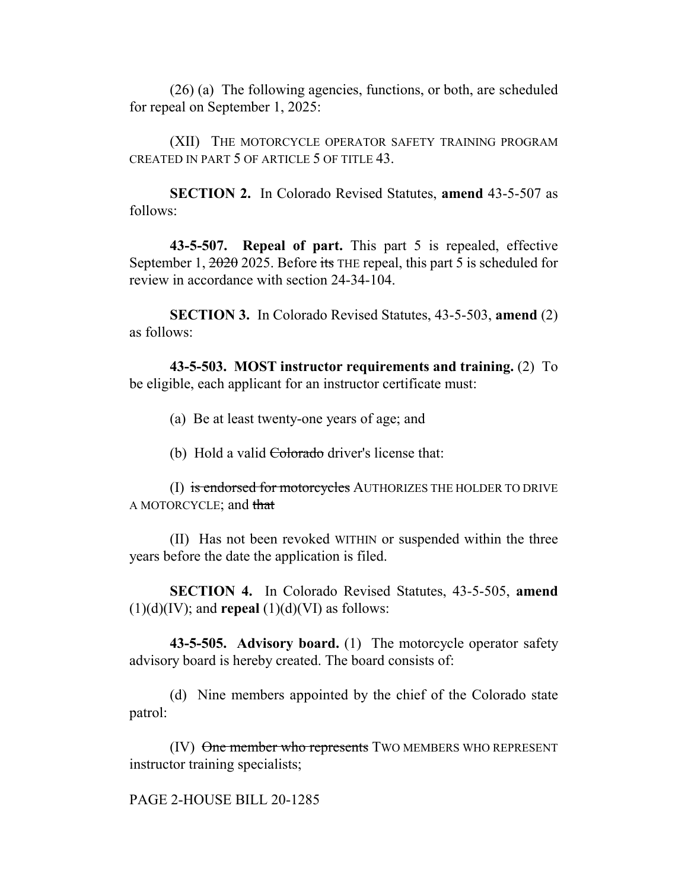(26) (a) The following agencies, functions, or both, are scheduled for repeal on September 1, 2025:

(XII) THE MOTORCYCLE OPERATOR SAFETY TRAINING PROGRAM CREATED IN PART 5 OF ARTICLE 5 OF TITLE 43.

**SECTION 2.** In Colorado Revised Statutes, **amend** 43-5-507 as follows:

**43-5-507. Repeal of part.** This part 5 is repealed, effective September 1, ~~2020~~ 2025. Before ~~its~~ THE repeal, this part 5 is scheduled for review in accordance with section 24-34-104.

**SECTION 3.** In Colorado Revised Statutes, 43-5-503, **amend** (2) as follows:

**43-5-503. MOST instructor requirements and training.** (2) To be eligible, each applicant for an instructor certificate must:

(a) Be at least twenty-one years of age; and

(b) Hold a valid ~~Colorado~~ driver's license that:

(I) ~~is endorsed for motorcycles~~ AUTHORIZES THE HOLDER TO DRIVE A MOTORCYCLE; and ~~that~~

(II) Has not been revoked WITHIN or suspended within the three years before the date the application is filed.

**SECTION 4.** In Colorado Revised Statutes, 43-5-505, **amend** (1)(d)(IV); and **repeal** (1)(d)(VI) as follows:

**43-5-505. Advisory board.** (1) The motorcycle operator safety advisory board is hereby created. The board consists of:

(d) Nine members appointed by the chief of the Colorado state patrol:

(IV) ~~One member who represents~~ TWO MEMBERS WHO REPRESENT instructor training specialists;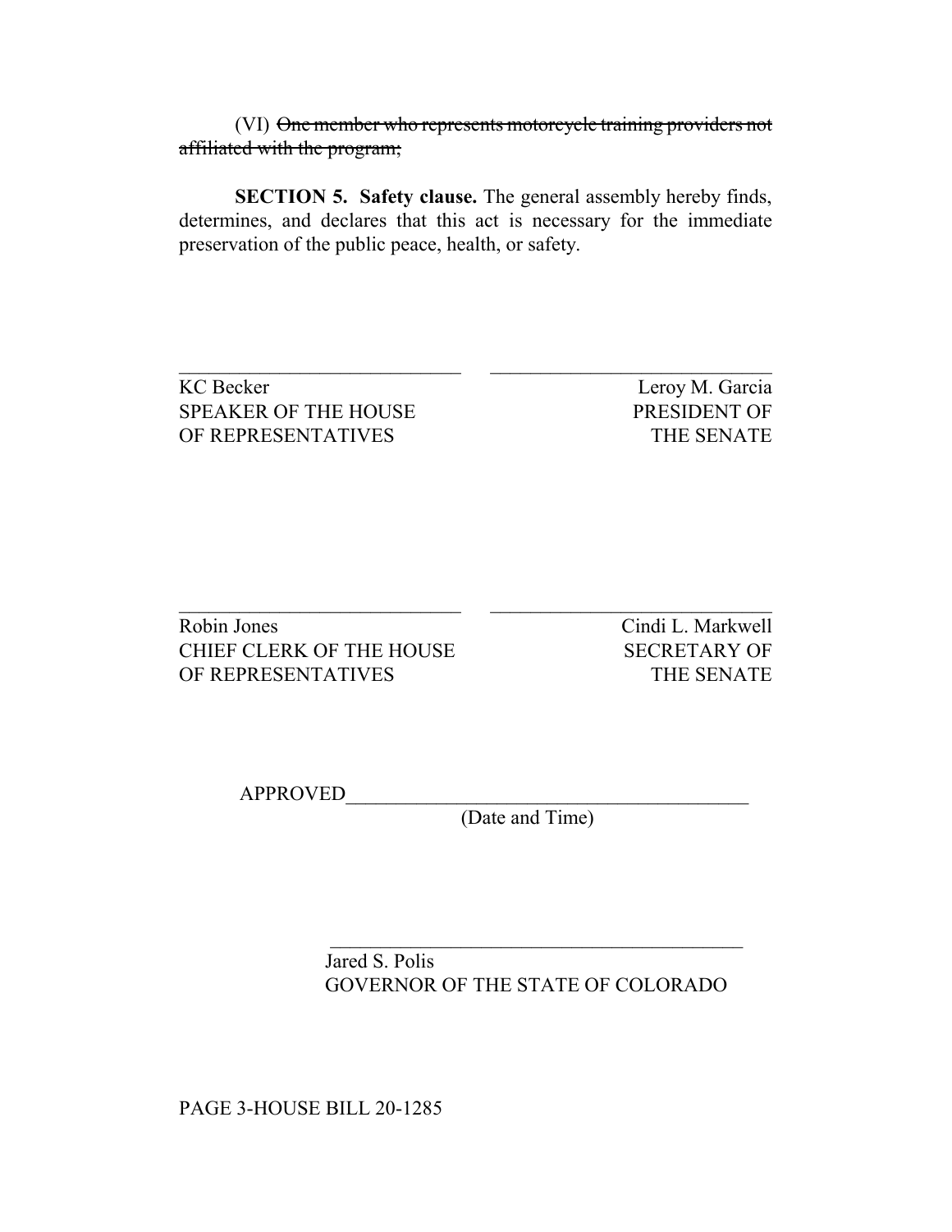(VI) ~~One member who represents motorcycle training providers not affiliated with the program;~~

**SECTION 5. Safety clause.** The general assembly hereby finds, determines, and declares that this act is necessary for the immediate preservation of the public peace, health, or safety.

| | |
|---|---|
| \_\_\_\_\_\_\_\_\_\_\_\_\_\_\_\_\_\_\_\_\_\_\_\_\_\_\_\_ | \_\_\_\_\_\_\_\_\_\_\_\_\_\_\_\_\_\_\_\_\_\_\_\_\_\_\_\_ |
| KC Becker | Leroy M. Garcia |
| SPEAKER OF THE HOUSE OF REPRESENTATIVES | PRESIDENT OF THE SENATE |

| | |
|---|---|
| \_\_\_\_\_\_\_\_\_\_\_\_\_\_\_\_\_\_\_\_\_\_\_\_\_\_\_\_ | \_\_\_\_\_\_\_\_\_\_\_\_\_\_\_\_\_\_\_\_\_\_\_\_\_\_\_\_ |
| Robin Jones | Cindi L. Markwell |
| CHIEF CLERK OF THE HOUSE OF REPRESENTATIVES | SECRETARY OF THE SENATE |

APPROVED\_\_\_\_\_\_\_\_\_\_\_\_\_\_\_\_\_\_\_\_\_\_\_\_\_\_\_\_\_\_\_\_\_\_\_\_\_\_\_\_
(Date and Time)

\_\_\_\_\_\_\_\_\_\_\_\_\_\_\_\_\_\_\_\_\_\_\_\_\_\_\_\_\_\_\_\_\_\_\_\_\_\_\_\_\_\_
Jared S. Polis
GOVERNOR OF THE STATE OF COLORADO

PAGE 3-HOUSE BILL 20-1285